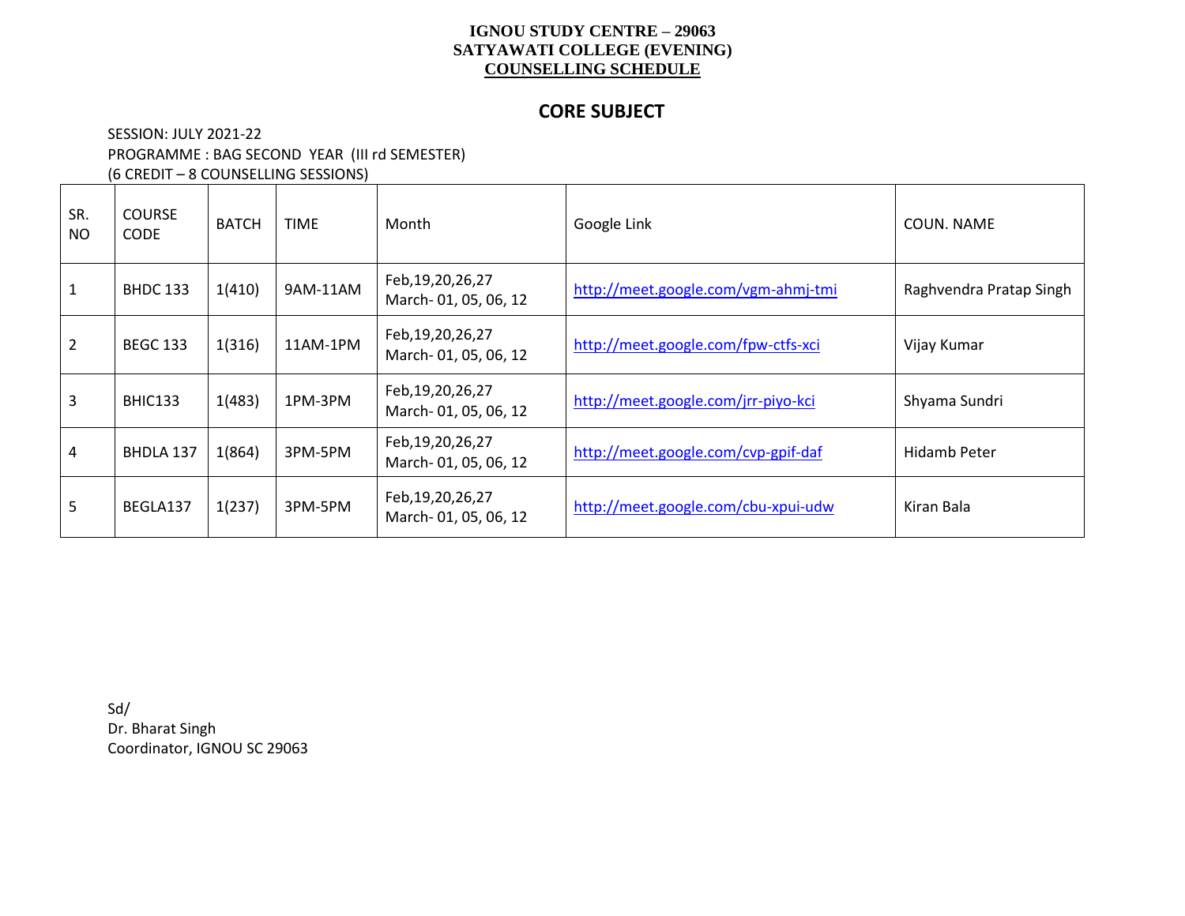**IGNOU STUDY CENTRE – 29063**
**SATYAWATI COLLEGE (EVENING)**
**COUNSELLING SCHEDULE**

## CORE SUBJECT

SESSION: JULY 2021-22
PROGRAMME : BAG SECOND YEAR (III rd SEMESTER)
(6 CREDIT – 8 COUNSELLING SESSIONS)

| SR. NO | COURSE CODE | BATCH | TIME | Month | Google Link | COUN. NAME |
|---|---|---|---|---|---|---|
| 1 | BHDC 133 | 1(410) | 9AM-11AM | Feb,19,20,26,27 March- 01, 05, 06, 12 | http://meet.google.com/vgm-ahmj-tmi | Raghvendra Pratap Singh |
| 2 | BEGC 133 | 1(316) | 11AM-1PM | Feb,19,20,26,27 March- 01, 05, 06, 12 | http://meet.google.com/fpw-ctfs-xci | Vijay Kumar |
| 3 | BHIC133 | 1(483) | 1PM-3PM | Feb,19,20,26,27 March- 01, 05, 06, 12 | http://meet.google.com/jrr-piyo-kci | Shyama Sundri |
| 4 | BHDLA 137 | 1(864) | 3PM-5PM | Feb,19,20,26,27 March- 01, 05, 06, 12 | http://meet.google.com/cvp-gpif-daf | Hidamb Peter |
| 5 | BEGLA137 | 1(237) | 3PM-5PM | Feb,19,20,26,27 March- 01, 05, 06, 12 | http://meet.google.com/cbu-xpui-udw | Kiran Bala |

Sd/
Dr. Bharat Singh
Coordinator, IGNOU SC 29063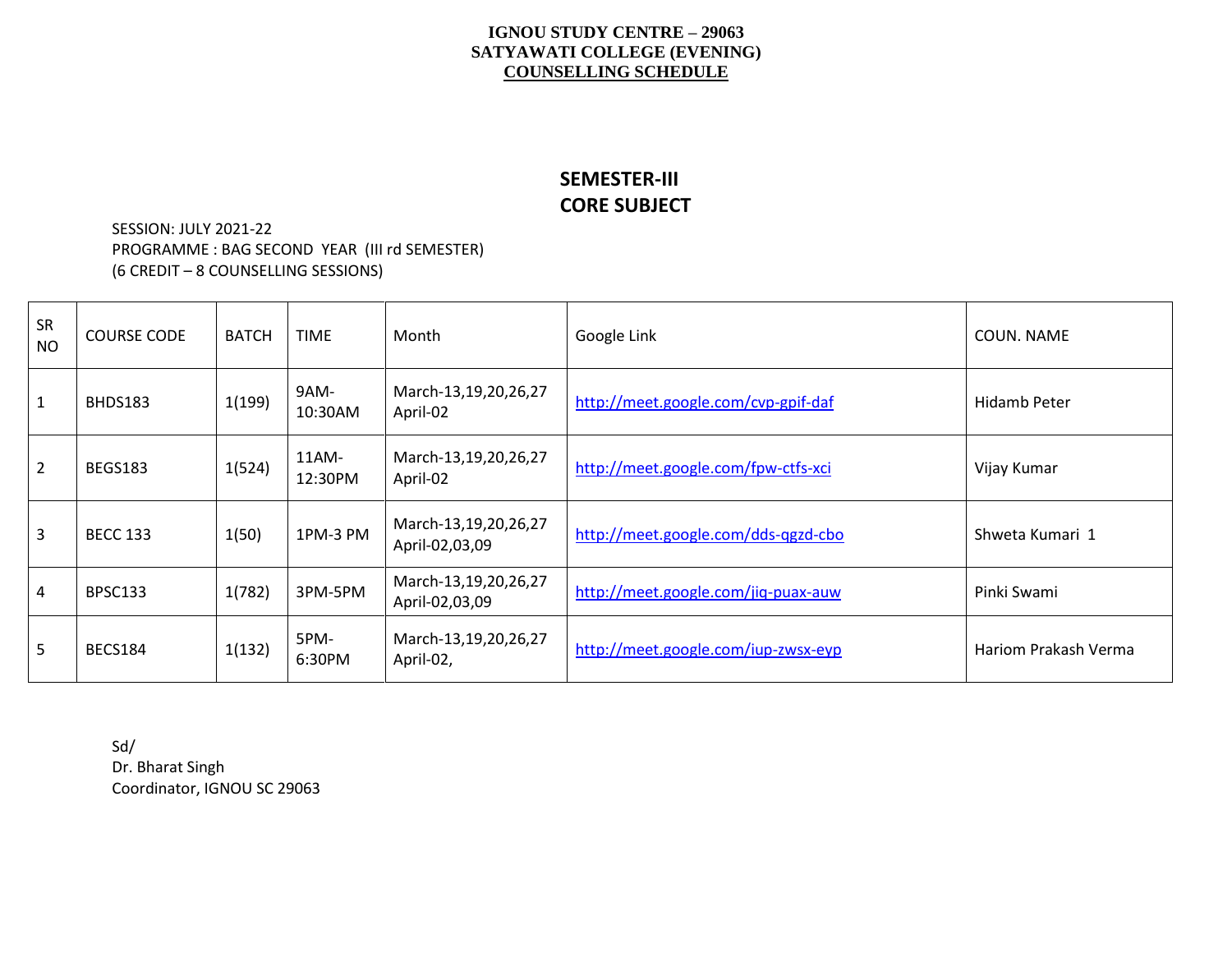**IGNOU STUDY CENTRE – 29063**
**SATYAWATI COLLEGE (EVENING)**
**COUNSELLING SCHEDULE**

## SEMESTER-III
## CORE SUBJECT

SESSION: JULY 2021-22
PROGRAMME : BAG SECOND YEAR (III rd SEMESTER)
(6 CREDIT – 8 COUNSELLING SESSIONS)

| SR NO | COURSE CODE | BATCH | TIME | Month | Google Link | COUN. NAME |
|---|---|---|---|---|---|---|
| 1 | BHDS183 | 1(199) | 9AM-10:30AM | March-13,19,20,26,27 April-02 | http://meet.google.com/cvp-gpif-daf | Hidamb Peter |
| 2 | BEGS183 | 1(524) | 11AM-12:30PM | March-13,19,20,26,27 April-02 | http://meet.google.com/fpw-ctfs-xci | Vijay Kumar |
| 3 | BECC 133 | 1(50) | 1PM-3 PM | March-13,19,20,26,27 April-02,03,09 | http://meet.google.com/dds-qgzd-cbo | Shweta Kumari 1 |
| 4 | BPSC133 | 1(782) | 3PM-5PM | March-13,19,20,26,27 April-02,03,09 | http://meet.google.com/jiq-puax-auw | Pinki Swami |
| 5 | BECS184 | 1(132) | 5PM-6:30PM | March-13,19,20,26,27 April-02, | http://meet.google.com/iup-zwsx-eyp | Hariom Prakash Verma |

Sd/
Dr. Bharat Singh
Coordinator, IGNOU SC 29063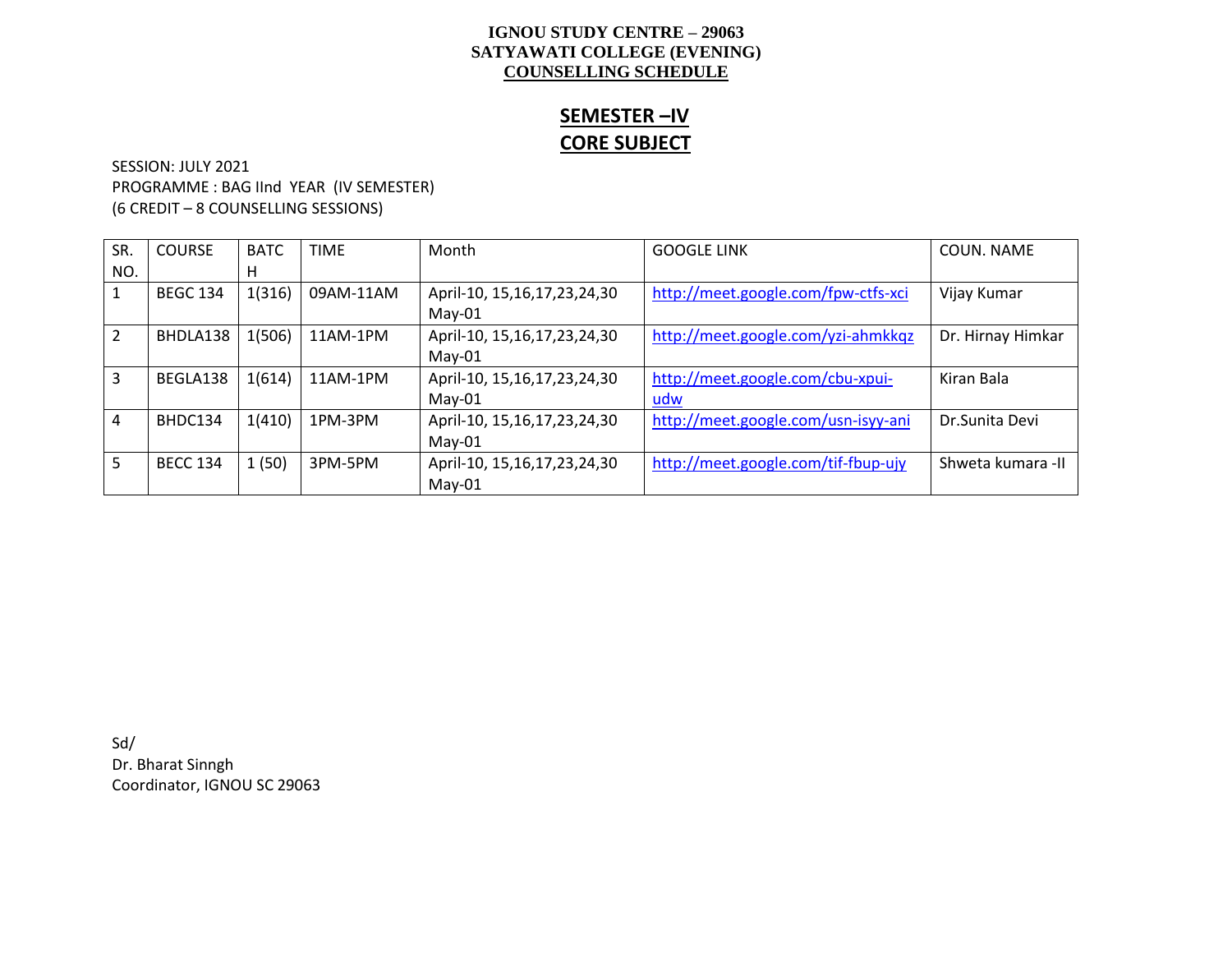**IGNOU STUDY CENTRE – 29063**
**SATYAWATI COLLEGE (EVENING)**
**COUNSELLING SCHEDULE**

## SEMESTER –IV
## CORE SUBJECT

SESSION: JULY 2021
PROGRAMME : BAG IInd YEAR (IV SEMESTER)
(6 CREDIT – 8 COUNSELLING SESSIONS)

| SR. NO. | COURSE | BATCH | TIME | Month | GOOGLE LINK | COUN. NAME |
|---|---|---|---|---|---|---|
| 1 | BEGC 134 | 1(316) | 09AM-11AM | April-10, 15,16,17,23,24,30 May-01 | http://meet.google.com/fpw-ctfs-xci | Vijay Kumar |
| 2 | BHDLA138 | 1(506) | 11AM-1PM | April-10, 15,16,17,23,24,30 May-01 | http://meet.google.com/yzi-ahmkkqz | Dr. Hirnay Himkar |
| 3 | BEGLA138 | 1(614) | 11AM-1PM | April-10, 15,16,17,23,24,30 May-01 | http://meet.google.com/cbu-xpui-udw | Kiran Bala |
| 4 | BHDC134 | 1(410) | 1PM-3PM | April-10, 15,16,17,23,24,30 May-01 | http://meet.google.com/usn-isyy-ani | Dr.Sunita Devi |
| 5 | BECC 134 | 1 (50) | 3PM-5PM | April-10, 15,16,17,23,24,30 May-01 | http://meet.google.com/tif-fbup-ujy | Shweta kumara -II |

Sd/
Dr. Bharat Sinngh
Coordinator, IGNOU SC 29063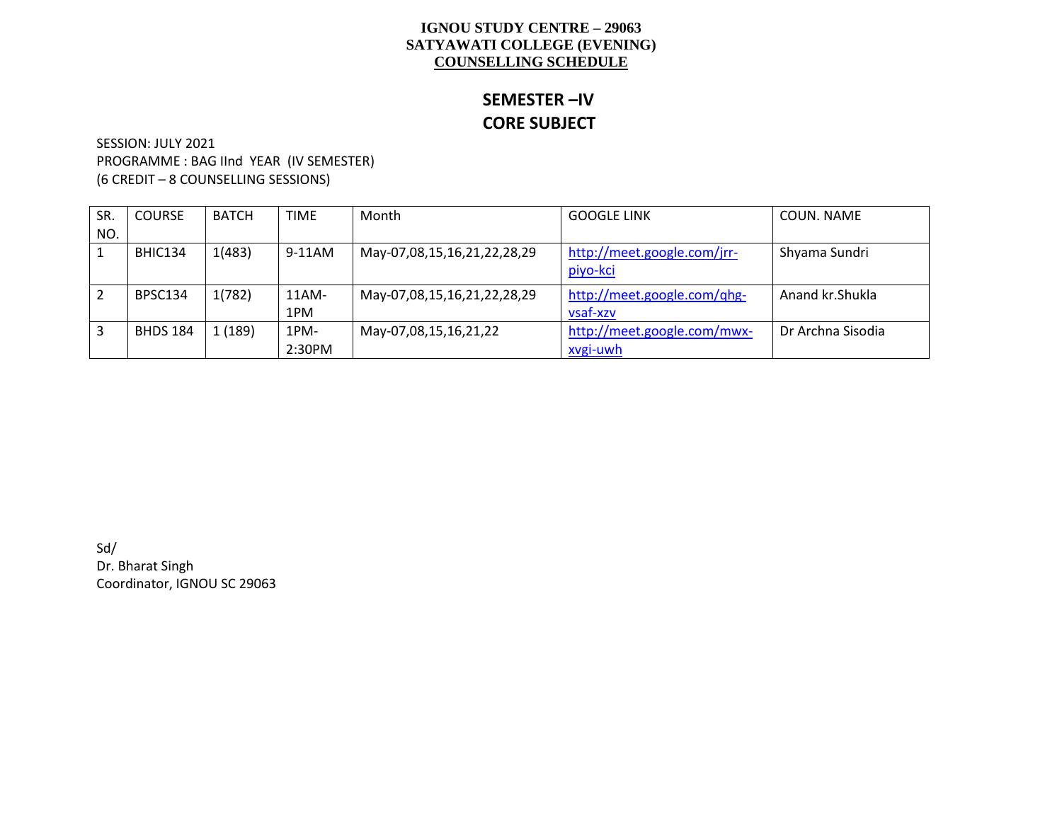**IGNOU STUDY CENTRE – 29063**
**SATYAWATI COLLEGE (EVENING)**
**COUNSELLING SCHEDULE**

## SEMESTER –IV
## CORE SUBJECT

SESSION: JULY 2021
PROGRAMME : BAG IInd YEAR (IV SEMESTER)
(6 CREDIT – 8 COUNSELLING SESSIONS)

| SR. NO. | COURSE | BATCH | TIME | Month | GOOGLE LINK | COUN. NAME |
|---|---|---|---|---|---|---|
| 1 | BHIC134 | 1(483) | 9-11AM | May-07,08,15,16,21,22,28,29 | http://meet.google.com/jrr-piyo-kci | Shyama Sundri |
| 2 | BPSC134 | 1(782) | 11AM-1PM | May-07,08,15,16,21,22,28,29 | http://meet.google.com/qhg-vsaf-xzv | Anand kr.Shukla |
| 3 | BHDS 184 | 1 (189) | 1PM-2:30PM | May-07,08,15,16,21,22 | http://meet.google.com/mwx-xvgi-uwh | Dr Archna Sisodia |

Sd/
Dr. Bharat Singh
Coordinator, IGNOU SC 29063